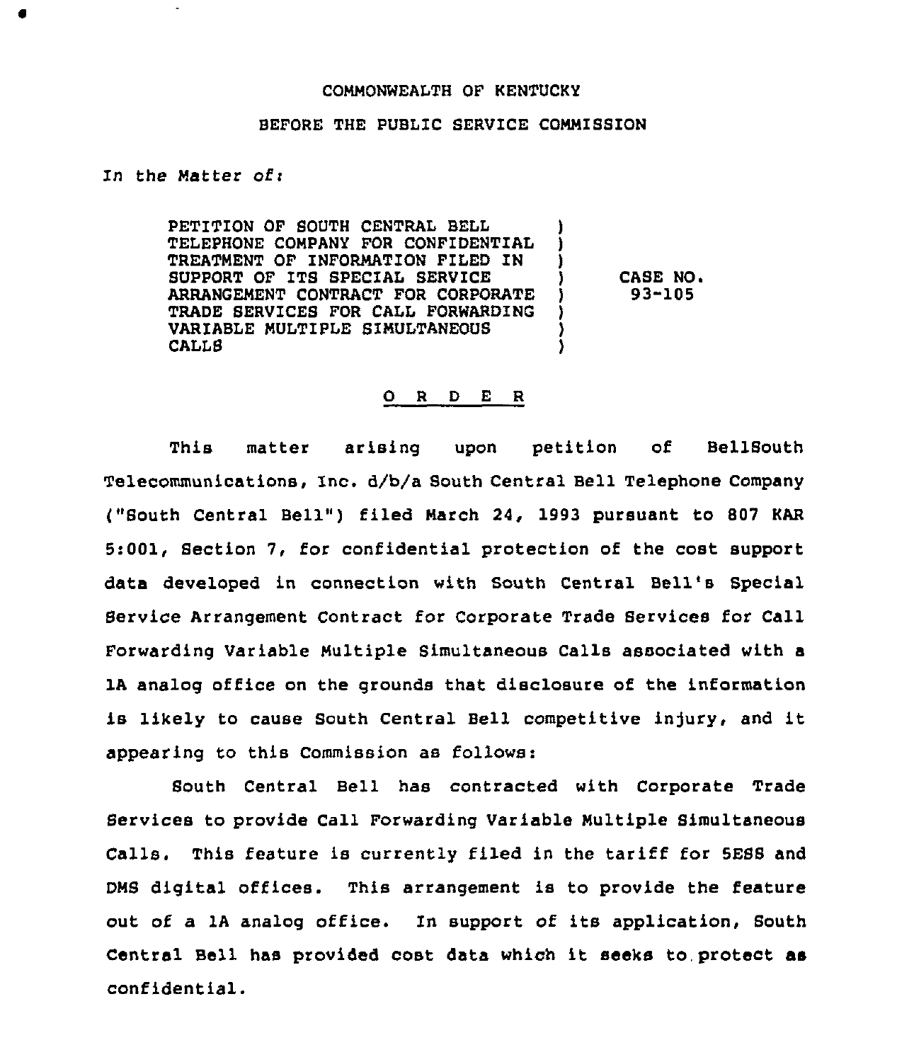COMMONWEALTH OF KENTUCKY

BEFORE THE PUBLIC SERVICE COMMISSION

*In the Matter of:*

| | | |
|---|---|---|
| PETITION OF SOUTH CENTRAL BELL TELEPHONE COMPANY FOR CONFIDENTIAL TREATMENT OF INFORMATION FILED IN SUPPORT OF ITS SPECIAL SERVICE ARRANGEMENT CONTRACT FOR CORPORATE TRADE SERVICES FOR CALL FORWARDING VARIABLE MULTIPLE SIMULTANEOUS CALLS | ) | CASE NO. 93-105 |

## O R D E R

This matter arising upon petition of BellSouth Telecommunications, Inc. d/b/a South Central Bell Telephone Company ("South Central Bell") filed March 24, 1993 pursuant to 807 KAR 5:001, Section 7, for confidential protection of the cost support data developed in connection with South Central Bell's Special Service Arrangement Contract for Corporate Trade Services for Call Forwarding Variable Multiple Simultaneous Calls associated with a 1A analog office on the grounds that disclosure of the information is likely to cause South Central Bell competitive injury, and it appearing to this Commission as follows:

South Central Bell has contracted with Corporate Trade Services to provide Call Forwarding Variable Multiple Simultaneous Calls. This feature is currently filed in the tariff for 5ESS and DMS digital offices. This arrangement is to provide the feature out of a 1A analog office. In support of its application, South Central Bell has provided cost data which it seeks to protect as confidential.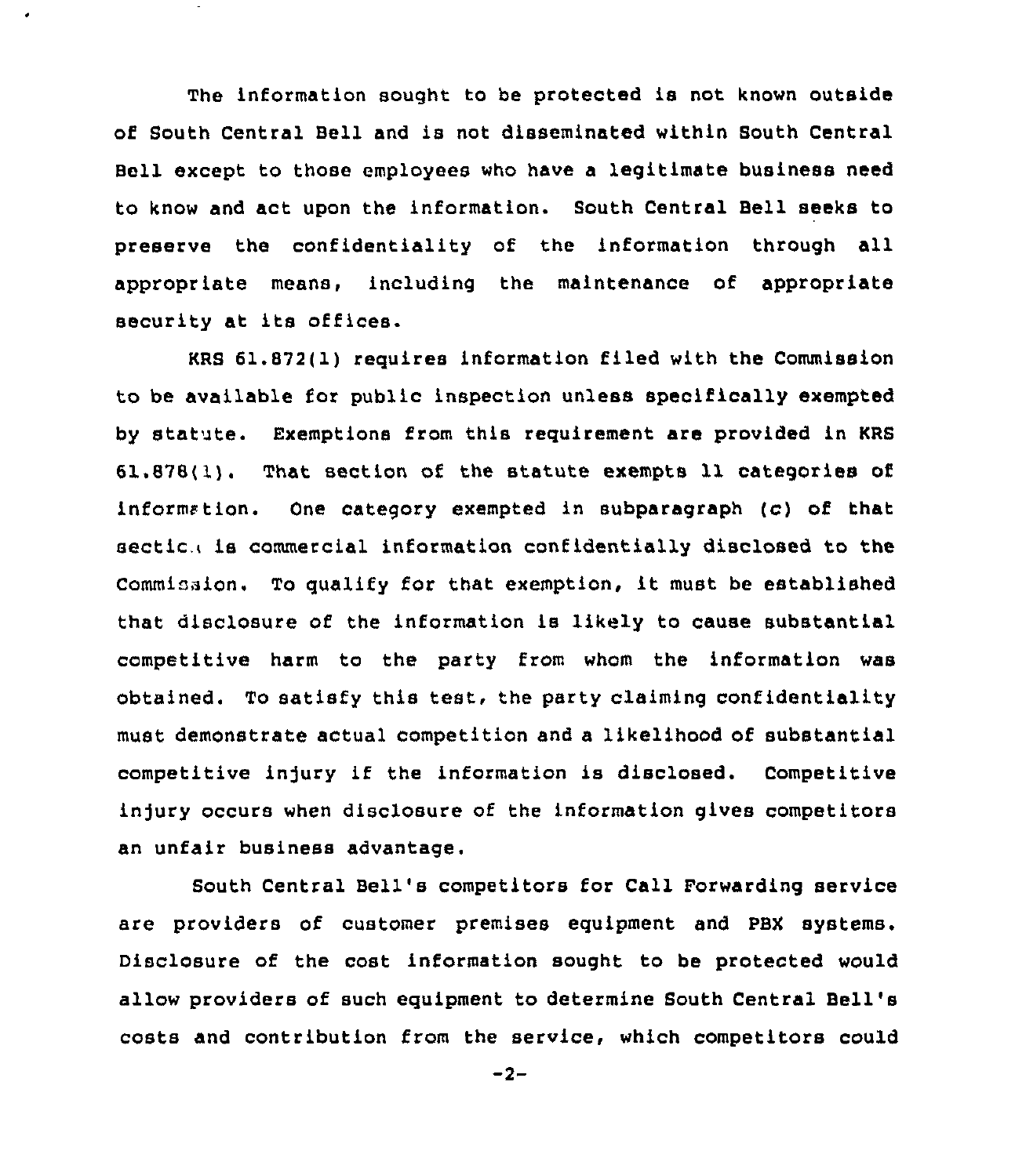The information sought to be protected is not known outside of South Central Bell and is not disseminated within South Central Bell except to those employees who have a legitimate business need to know and act upon the information. South Central Bell seeks to preserve the confidentiality of the information through all appropriate means, including the maintenance of appropriate security at its offices.

KRS 61.872(1) requires information filed with the Commission to be available for public inspection unless specifically exempted by statute. Exemptions from this requirement are provided in KRS 61.878(1). That section of the statute exempts 11 categories of information. One category exempted in subparagraph (c) of that section is commercial information confidentially disclosed to the Commission. To qualify for that exemption, it must be established that disclosure of the information is likely to cause substantial competitive harm to the party from whom the information was obtained. To satisfy this test, the party claiming confidentiality must demonstrate actual competition and a likelihood of substantial competitive injury if the information is disclosed. Competitive injury occurs when disclosure of the information gives competitors an unfair business advantage.

South Central Bell's competitors for Call Forwarding service are providers of customer premises equipment and PBX systems. Disclosure of the cost information sought to be protected would allow providers of such equipment to determine South Central Bell's costs and contribution from the service, which competitors could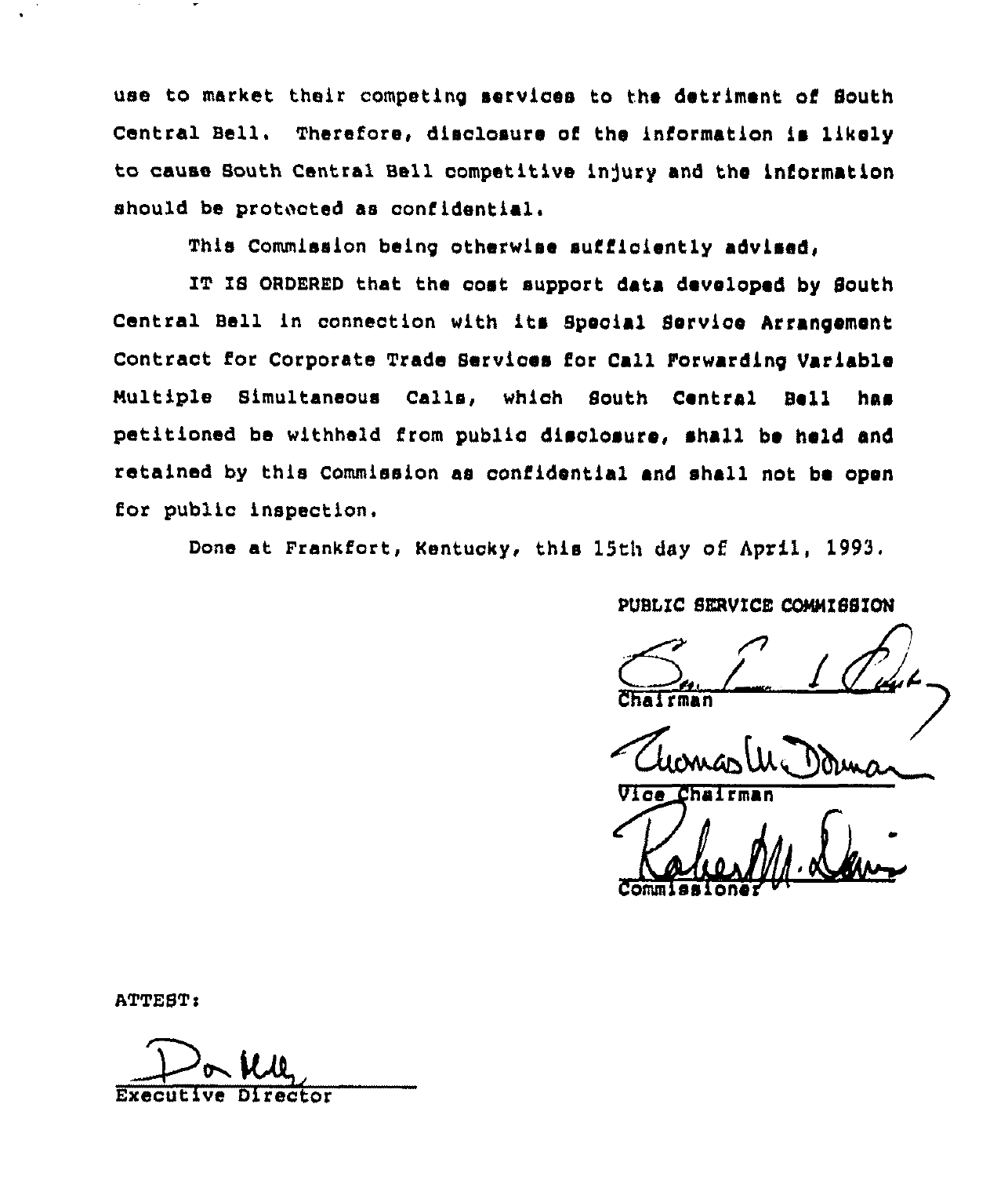use to market their competing services to the detriment of South Central Bell. Therefore, disclosure of the information is likely to cause South Central Bell competitive injury and the information should be protected as confidential.

This Commission being otherwise sufficiently advised,

IT IS ORDERED that the cost support data developed by South Central Bell in connection with its Special Service Arrangement Contract for Corporate Trade Services for Call Forwarding Variable Multiple Simultaneous Calls, which South Central Bell has petitioned be withheld from public disclosure, shall be held and retained by this Commission as confidential and shall not be open for public inspection.

Done at Frankfort, Kentucky, this 15th day of April, 1993.

PUBLIC SERVICE COMMISSION

Chairman

Vice Chairman

Commissioner

ATTEST:

Executive Director